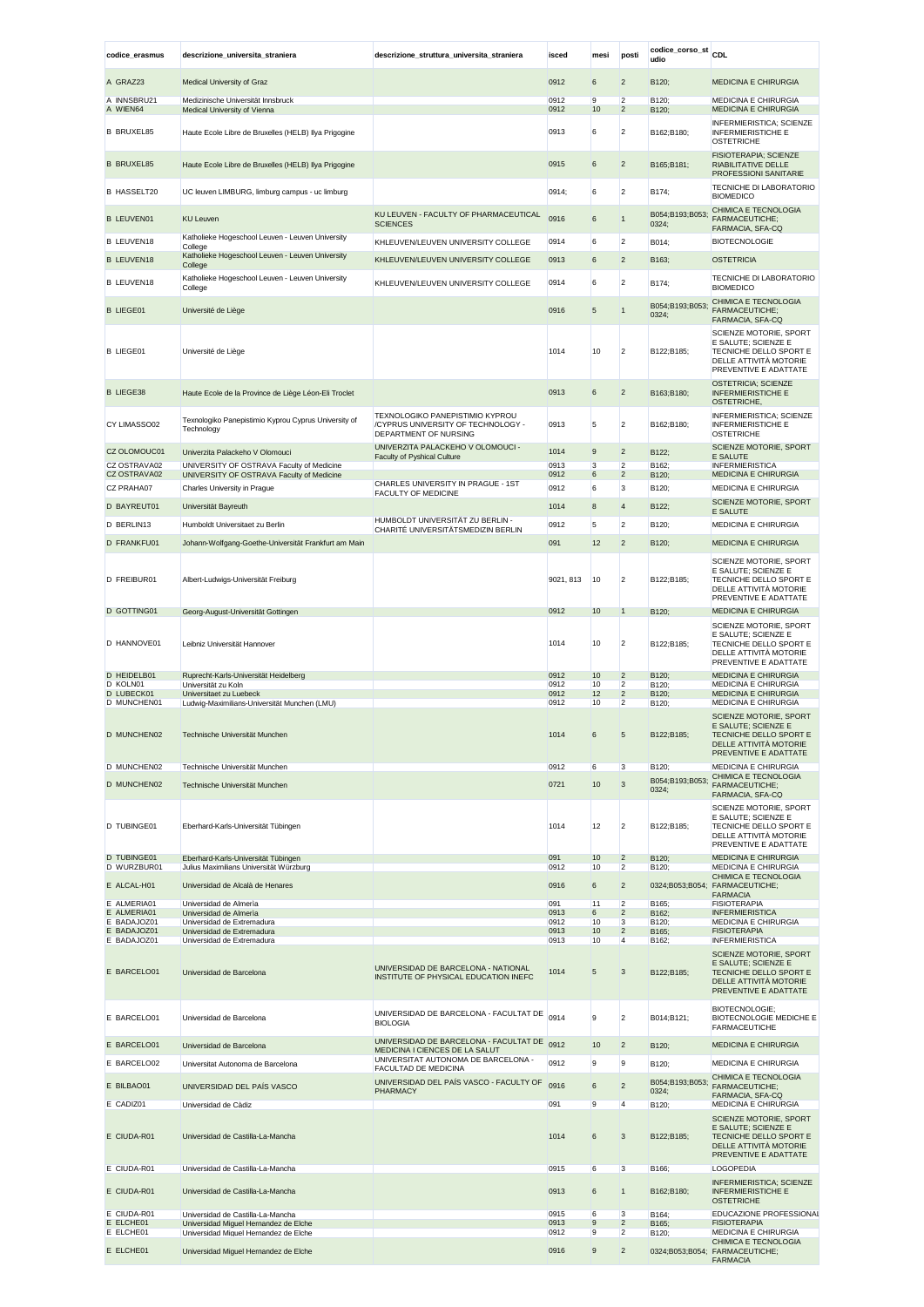| codice_erasmus | descrizione_universita_straniera | descrizione_struttura_universita_straniera | isced | mesi | posti | codice_corso_studio | CDL |
|---|---|---|---|---|---|---|---|
| A GRAZ23 | Medical University of Graz | | 0912 | 6 | 2 | B120; | MEDICINA E CHIRURGIA |
| A INNSBRU21 | Medizinische Universität Innsbruck | | 0912 | 9 | 2 | B120; | MEDICINA E CHIRURGIA |
| A WIEN64 | Medical University of Vienna | | 0912 | 10 | 2 | B120; | MEDICINA E CHIRURGIA |
| B BRUXEL85 | Haute Ecole Libre de Bruxelles (HELB) Ilya Prigogine | | 0913 | 6 | 2 | B162;B180; | INFERMIERISTICA; SCIENZE INFERMIERISTICHE E OSTETRICHE |
| B BRUXEL85 | Haute Ecole Libre de Bruxelles (HELB) Ilya Prigogine | | 0915 | 6 | 2 | B165;B181; | FISIOTERAPIA; SCIENZE RIABILITATIVE DELLE PROFESSIONI SANITARIE |
| B HASSELT20 | UC leuven LIMBURG, limburg campus - uc limburg | | 0914; | 6 | 2 | B174; | TECNICHE DI LABORATORIO BIOMEDICO |
| B LEUVEN01 | KU Leuven | KU LEUVEN - FACULTY OF PHARMACEUTICAL SCIENCES | 0916 | 6 | 1 | B054;B193;B053;0324; | CHIMICA E TECNOLOGIA FARMACEUTICHE; FARMACIA, SFA-CQ |
| B LEUVEN18 | Katholieke Hogeschool Leuven - Leuven University College | KHLEUVEN/LEUVEN UNIVERSITY COLLEGE | 0914 | 6 | 2 | B014; | BIOTECNOLOGIE |
| B LEUVEN18 | Katholieke Hogeschool Leuven - Leuven University College | KHLEUVEN/LEUVEN UNIVERSITY COLLEGE | 0913 | 6 | 2 | B163; | OSTETRICIA |
| B LEUVEN18 | Katholieke Hogeschool Leuven - Leuven University College | KHLEUVEN/LEUVEN UNIVERSITY COLLEGE | 0914 | 6 | 2 | B174; | TECNICHE DI LABORATORIO BIOMEDICO |
| B LIEGE01 | Université de Liège | | 0916 | 5 | 1 | B054;B193;B053;0324; | CHIMICA E TECNOLOGIA FARMACEUTICHE; FARMACIA, SFA-CQ |
| B LIEGE01 | Université de Liège | | 1014 | 10 | 2 | B122;B185; | SCIENZE MOTORIE, SPORT E SALUTE; SCIENZE E TECNICHE DELLO SPORT E DELLE ATTIVITÀ MOTORIE PREVENTIVE E ADATTATE |
| B LIEGE38 | Haute Ecole de la Province de Liège Léon-Eli Troclet | | 0913 | 6 | 2 | B163;B180; | OSTETRICIA; SCIENZE INFERMIERISTICHE E OSTETRICHE, |
| CY LIMASSO02 | Texnologiko Panepistimio Kyprou Cyprus University of Technology | TEXNOLOGIKO PANEPISTIMIO KYPROU /CYPRUS UNIVERSITY OF TECHNOLOGY - DEPARTMENT OF NURSING | 0913 | 5 | 2 | B162;B180; | INFERMIERISTICA; SCIENZE INFERMIERISTICHE E OSTETRICHE |
| CZ OLOMOUC01 | Univerzita Palackeho V Olomouci | UNIVERZITA PALACKEHO V OLOMOUCI - Faculty of Pyshical Culture | 1014 | 9 | 2 | B122; | SCIENZE MOTORIE, SPORT E SALUTE |
| CZ OSTRAVA02 | UNIVERSITY OF OSTRAVA Faculty of Medicine | | 0913 | 3 | 2 | B162; | INFERMIERISTICA |
| CZ OSTRAVA02 | UNIVERSITY OF OSTRAVA Faculty of Medicine | | 0912 | 6 | 2 | B120; | MEDICINA E CHIRURGIA |
| CZ PRAHA07 | Charles University in Prague | CHARLES UNIVERSITY IN PRAGUE - 1ST FACULTY OF MEDICINE | 0912 | 6 | 3 | B120; | MEDICINA E CHIRURGIA |
| D BAYREUT01 | Universität Bayreuth | | 1014 | 8 | 4 | B122; | SCIENZE MOTORIE, SPORT E SALUTE |
| D BERLIN13 | Humboldt Universitaet zu Berlin | HUMBOLDT UNIVERSITÄT ZU BERLIN - CHARITÉ UNIVERSITÄTSMEDIZIN BERLIN | 0912 | 5 | 2 | B120; | MEDICINA E CHIRURGIA |
| D FRANKFU01 | Johann-Wolfgang-Goethe-Universität Frankfurt am Main | | 091 | 12 | 2 | B120; | MEDICINA E CHIRURGIA |
| D FREIBUR01 | Albert-Ludwigs-Universität Freiburg | | 9021, 813 | 10 | 2 | B122;B185; | SCIENZE MOTORIE, SPORT E SALUTE; SCIENZE E TECNICHE DELLO SPORT E DELLE ATTIVITÀ MOTORIE PREVENTIVE E ADATTATE |
| D GOTTING01 | Georg-August-Universität Gottingen | | 0912 | 10 | 1 | B120; | MEDICINA E CHIRURGIA |
| D HANNOVE01 | Leibniz Universität Hannover | | 1014 | 10 | 2 | B122;B185; | SCIENZE MOTORIE, SPORT E SALUTE; SCIENZE E TECNICHE DELLO SPORT E DELLE ATTIVITÀ MOTORIE PREVENTIVE E ADATTATE |
| D HEIDELB01 | Ruprecht-Karls-Universität Heidelberg | | 0912 | 10 | 2 | B120; | MEDICINA E CHIRURGIA |
| D KOLN01 | Universität zu Koln | | 0912 | 10 | 2 | B120; | MEDICINA E CHIRURGIA |
| D LUBECK01 | Universitaet zu Luebeck | | 0912 | 12 | 2 | B120; | MEDICINA E CHIRURGIA |
| D MUNCHEN01 | Ludwig-Maximilians-Universität Munchen (LMU) | | 0912 | 10 | 2 | B120; | MEDICINA E CHIRURGIA |
| D MUNCHEN02 | Technische Universität Munchen | | 1014 | 6 | 5 | B122;B185; | SCIENZE MOTORIE, SPORT E SALUTE; SCIENZE E TECNICHE DELLO SPORT E DELLE ATTIVITÀ MOTORIE PREVENTIVE E ADATTATE |
| D MUNCHEN02 | Technische Universität Munchen | | 0912 | 6 | 3 | B120; | MEDICINA E CHIRURGIA |
| D MUNCHEN02 | Technische Universität Munchen | | 0721 | 10 | 3 | B054;B193;B053;0324; | CHIMICA E TECNOLOGIA FARMACEUTICHE; FARMACIA, SFA-CQ |
| D TUBINGE01 | Eberhard-Karls-Universität Tübingen | | 1014 | 12 | 2 | B122;B185; | SCIENZE MOTORIE, SPORT E SALUTE; SCIENZE E TECNICHE DELLO SPORT E DELLE ATTIVITÀ MOTORIE PREVENTIVE E ADATTATE |
| D TUBINGE01 | Eberhard-Karls-Universität Tübingen | | 091 | 10 | 2 | B120; | MEDICINA E CHIRURGIA |
| D WURZBUR01 | Julius Maximilians Universität Würzburg | | 0912 | 10 | 2 | B120; | MEDICINA E CHIRURGIA |
| E ALCAL-H01 | Universidad de Alcalà de Henares | | 0916 | 6 | 2 | 0324;B053;B054; | CHIMICA E TECNOLOGIA FARMACEUTICHE; FARMACIA |
| E ALMERIA01 | Universidad de Almeria | | 091 | 11 | 2 | B165; | FISIOTERAPIA |
| E ALMERIA01 | Universidad de Almeria | | 0913 | 6 | 2 | B162; | INFERMIERISTICA |
| E BADAJOZ01 | Universidad de Extremadura | | 0912 | 10 | 3 | B120; | MEDICINA E CHIRURGIA |
| E BADAJOZ01 | Universidad de Extremadura | | 0913 | 10 | 2 | B165; | FISIOTERAPIA |
| E BADAJOZ01 | Universidad de Extremadura | | 0913 | 10 | 4 | B162; | INFERMIERISTICA |
| E BARCELO01 | Universidad de Barcelona | UNIVERSIDAD DE BARCELONA - NATIONAL INSTITUTE OF PHYSICAL EDUCATION INEFC | 1014 | 5 | 3 | B122;B185; | SCIENZE MOTORIE, SPORT E SALUTE; SCIENZE E TECNICHE DELLO SPORT E DELLE ATTIVITÀ MOTORIE PREVENTIVE E ADATTATE |
| E BARCELO01 | Universidad de Barcelona | UNIVERSIDAD DE BARCELONA - FACULTAT DE BIOLOGIA | 0914 | 9 | 2 | B014;B121; | BIOTECNOLOGIE; BIOTECNOLOGIE MEDICHE E FARMACEUTICHE |
| E BARCELO01 | Universidad de Barcelona | UNIVERSIDAD DE BARCELONA - FACULTAT DE MEDICINA I CIENCES DE LA SALUT | 0912 | 10 | 2 | B120; | MEDICINA E CHIRURGIA |
| E BARCELO02 | Universitat Autonoma de Barcelona | UNIVERSITAT AUTONOMA DE BARCELONA - FACULTAD DE MEDICINA | 0912 | 9 | 9 | B120; | MEDICINA E CHIRURGIA |
| E BILBAO01 | UNIVERSIDAD DEL PAÍS VASCO | UNIVERSIDAD DEL PAÍS VASCO - FACULTY OF PHARMACY | 0916 | 6 | 2 | B054;B193;B053;0324; | CHIMICA E TECNOLOGIA FARMACEUTICHE; FARMACIA, SFA-CQ |
| E CADIZ01 | Universidad de Càdiz | | 091 | 9 | 4 | B120; | MEDICINA E CHIRURGIA |
| E CIUDA-R01 | Universidad de Castilla-La-Mancha | | 1014 | 6 | 3 | B122;B185; | SCIENZE MOTORIE, SPORT E SALUTE; SCIENZE E TECNICHE DELLO SPORT E DELLE ATTIVITÀ MOTORIE PREVENTIVE E ADATTATE |
| E CIUDA-R01 | Universidad de Castilla-La-Mancha | | 0915 | 6 | 3 | B166; | LOGOPEDIA |
| E CIUDA-R01 | Universidad de Castilla-La-Mancha | | 0913 | 6 | 1 | B162;B180; | INFERMIERISTICA; SCIENZE INFERMIERISTICHE E OSTETRICHE |
| E CIUDA-R01 | Universidad de Castilla-La-Mancha | | 0915 | 6 | 3 | B164; | EDUCAZIONE PROFESSIONALE |
| E ELCHE01 | Universidad Miguel Hernandez de Elche | | 0913 | 9 | 2 | B165; | FISIOTERAPIA |
| E ELCHE01 | Universidad Miguel Hernandez de Elche | | 0912 | 9 | 2 | B120; | MEDICINA E CHIRURGIA |
| E ELCHE01 | Universidad Miguel Hernandez de Elche | | 0916 | 9 | 2 | 0324;B053;B054; | CHIMICA E TECNOLOGIA FARMACEUTICHE; FARMACIA |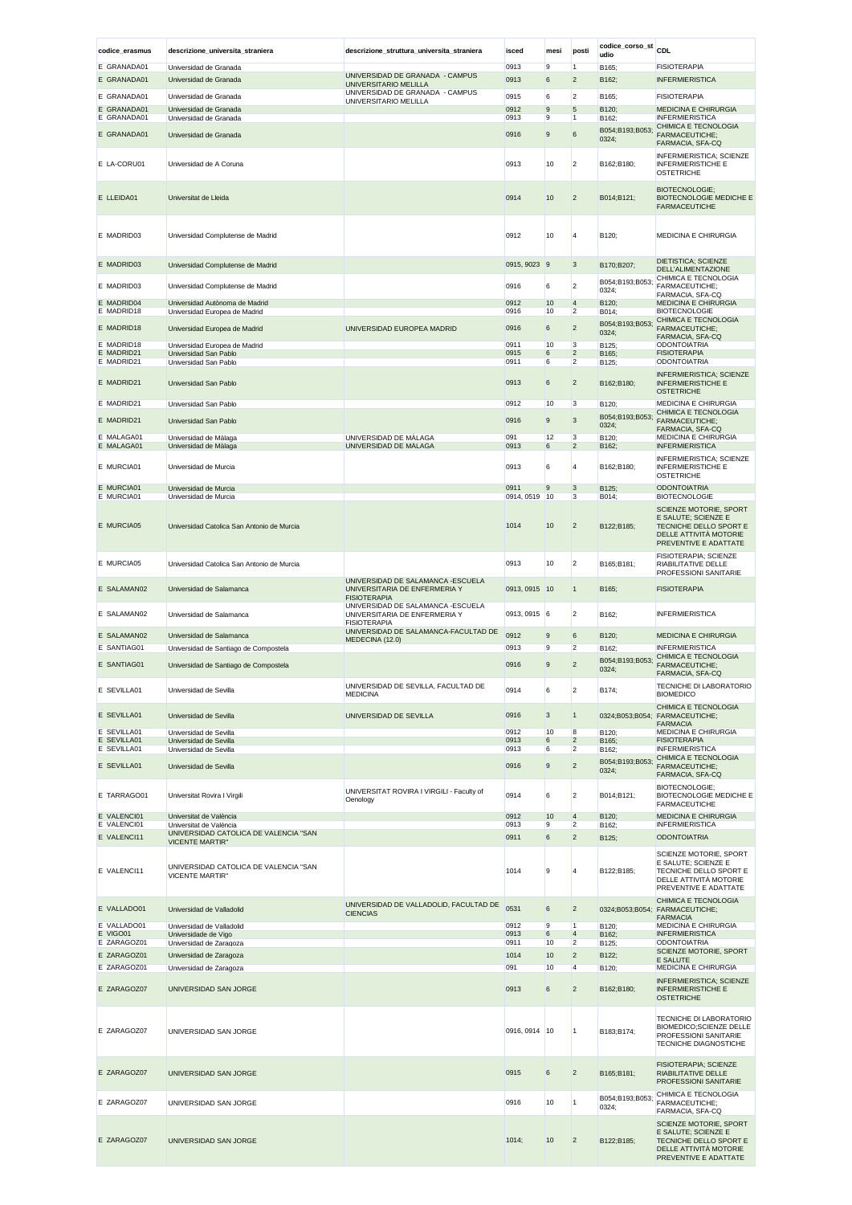| codice_erasmus | descrizione_universita_straniera | descrizione_struttura_universita_straniera | isced | mesi | posti | codice_corso_studio | CDL |
|---|---|---|---|---|---|---|---|
| E GRANADA01 | Universidad de Granada | | 0913 | 9 | 1 | B165; | FISIOTERAPIA |
| E GRANADA01 | Universidad de Granada | UNIVERSIDAD DE GRANADA - CAMPUS UNIVERSITARIO MELILLA | 0913 | 6 | 2 | B162; | INFERMIERISTICA |
| E GRANADA01 | Universidad de Granada | UNIVERSIDAD DE GRANADA - CAMPUS UNIVERSITARIO MELILLA | 0915 | 6 | 2 | B165; | FISIOTERAPIA |
| E GRANADA01 | Universidad de Granada | | 0912 | 9 | 5 | B120; | MEDICINA E CHIRURGIA |
| E GRANADA01 | Universidad de Granada | | 0913 | 9 | 1 | B162; | INFERMIERISTICA |
| E GRANADA01 | Universidad de Granada | | 0916 | 9 | 6 | B054;B193;B053;0324; | CHIMICA E TECNOLOGIA FARMACEUTICHE; FARMACIA, SFA-CQ |
| E LA-CORU01 | Universidad de A Coruna | | 0913 | 10 | 2 | B162;B180; | INFERMIERISTICA; SCIENZE INFERMIERISTICHE E OSTETRICHE |
| E LLEIDA01 | Universitat de Lleida | | 0914 | 10 | 2 | B014;B121; | BIOTECNOLOGIE; BIOTECNOLOGIE MEDICHE E FARMACEUTICHE |
| E MADRID03 | Universidad Complutense de Madrid | | 0912 | 10 | 4 | B120; | MEDICINA E CHIRURGIA |
| E MADRID03 | Universidad Complutense de Madrid | | 0915, 9023 | 9 | 3 | B170;B207; | DIETISTICA; SCIENZE DELL'ALIMENTAZIONE |
| E MADRID03 | Universidad Complutense de Madrid | | 0916 | 6 | 2 | B054;B193;B053;0324; | CHIMICA E TECNOLOGIA FARMACEUTICHE; FARMACIA, SFA-CQ |
| E MADRID04 | Universidad Autònoma de Madrid | | 0912 | 10 | 4 | B120; | MEDICINA E CHIRURGIA |
| E MADRID18 | Universidad Europea de Madrid | | 0916 | 10 | 2 | B014; | BIOTECNOLOGIE |
| E MADRID18 | Universidad Europea de Madrid | UNIVERSIDAD EUROPEA MADRID | 0916 | 6 | 2 | B054;B193;B053;0324; | CHIMICA E TECNOLOGIA FARMACEUTICHE; FARMACIA, SFA-CQ |
| E MADRID18 | Universidad Europea de Madrid | | 0911 | 10 | 3 | B125; | ODONTOIATRIA |
| E MADRID21 | Universidad San Pablo | | 0915 | 6 | 2 | B165; | FISIOTERAPIA |
| E MADRID21 | Universidad San Pablo | | 0911 | 6 | 2 | B125; | ODONTOIATRIA |
| E MADRID21 | Universidad San Pablo | | 0913 | 6 | 2 | B162;B180; | INFERMIERISTICA; SCIENZE INFERMIERISTICHE E OSTETRICHE |
| E MADRID21 | Universidad San Pablo | | 0912 | 10 | 3 | B120; | MEDICINA E CHIRURGIA |
| E MADRID21 | Universidad San Pablo | | 0916 | 9 | 3 | B054;B193;B053;0324; | CHIMICA E TECNOLOGIA FARMACEUTICHE; FARMACIA, SFA-CQ |
| E MALAGA01 | Universidad de Màlaga | UNIVERSIDAD DE MÀLAGA | 091 | 12 | 3 | B120; | MEDICINA E CHIRURGIA |
| E MALAGA01 | Universidad de Màlaga | UNIVERSIDAD DE MÀLAGA | 0913 | 6 | 2 | B162; | INFERMIERISTICA |
| E MURCIA01 | Universidad de Murcia | | 0913 | 6 | 4 | B162;B180; | INFERMIERISTICA; SCIENZE INFERMIERISTICHE E OSTETRICHE |
| E MURCIA01 | Universidad de Murcia | | 0911 | 9 | 3 | B125; | ODONTOIATRIA |
| E MURCIA01 | Universidad de Murcia | | 0914, 0519 | 10 | 3 | B014; | BIOTECNOLOGIE |
| E MURCIA05 | Universidad Catolica San Antonio de Murcia | | 1014 | 10 | 2 | B122;B185; | SCIENZE MOTORIE, SPORT E SALUTE; SCIENZE E TECNICHE DELLO SPORT E DELLE ATTIVITÀ MOTORIE PREVENTIVE E ADATTATE |
| E MURCIA05 | Universidad Catolica San Antonio de Murcia | | 0913 | 10 | 2 | B165;B181; | FISIOTERAPIA; SCIENZE RIABILITATIVE DELLE PROFESSIONI SANITARIE |
| E SALAMAN02 | Universidad de Salamanca | UNIVERSIDAD DE SALAMANCA -ESCUELA UNIVERSITARIA DE ENFERMERIA Y FISIOTERAPIA | 0913, 0915 | 10 | 1 | B165; | FISIOTERAPIA |
| E SALAMAN02 | Universidad de Salamanca | UNIVERSIDAD DE SALAMANCA -ESCUELA UNIVERSITARIA DE ENFERMERIA Y FISIOTERAPIA | 0913, 0915 | 6 | 2 | B162; | INFERMIERISTICA |
| E SALAMAN02 | Universidad de Salamanca | UNIVERSIDAD DE SALAMANCA-FACULTAD DE MEDECINA (12.0) | 0912 | 9 | 6 | B120; | MEDICINA E CHIRURGIA |
| E SANTIAG01 | Universidad de Santiago de Compostela | | 0913 | 9 | 2 | B162; | INFERMIERISTICA |
| E SANTIAG01 | Universidad de Santiago de Compostela | | 0916 | 9 | 2 | B054;B193;B053;0324; | CHIMICA E TECNOLOGIA FARMACEUTICHE; FARMACIA, SFA-CQ |
| E SEVILLA01 | Universidad de Sevilla | UNIVERSIDAD DE SEVILLA, FACULTAD DE MEDICINA | 0914 | 6 | 2 | B174; | TECNICHE DI LABORATORIO BIOMEDICO |
| E SEVILLA01 | Universidad de Sevilla | UNIVERSIDAD DE SEVILLA | 0916 | 3 | 1 | 0324;B053;B054; | CHIMICA E TECNOLOGIA FARMACEUTICHE; FARMACIA |
| E SEVILLA01 | Universidad de Sevilla | | 0912 | 10 | 8 | B120; | MEDICINA E CHIRURGIA |
| E SEVILLA01 | Universidad de Sevilla | | 0913 | 6 | 2 | B165; | FISIOTERAPIA |
| E SEVILLA01 | Universidad de Sevilla | | 0913 | 6 | 2 | B162; | INFERMIERISTICA |
| E SEVILLA01 | Universidad de Sevilla | | 0916 | 9 | 2 | B054;B193;B053;0324; | CHIMICA E TECNOLOGIA FARMACEUTICHE; FARMACIA, SFA-CQ |
| E TARRAGO01 | Universitat Rovira I Virgili | UNIVERSITAT ROVIRA I VIRGILI - Faculty of Oenology | 0914 | 6 | 2 | B014;B121; | BIOTECNOLOGIE; BIOTECNOLOGIE MEDICHE E FARMACEUTICHE |
| E VALENCI01 | Universitat de València | | 0912 | 10 | 4 | B120; | MEDICINA E CHIRURGIA |
| E VALENCI01 | Universitat de València | | 0913 | 9 | 2 | B162; | INFERMIERISTICA |
| E VALENCI11 | UNIVERSIDAD CATOLICA DE VALENCIA "SAN VICENTE MARTIR" | | 0911 | 6 | 2 | B125; | ODONTOIATRIA |
| E VALENCI11 | UNIVERSIDAD CATOLICA DE VALENCIA "SAN VICENTE MARTIR" | | 1014 | 9 | 4 | B122;B185; | SCIENZE MOTORIE, SPORT E SALUTE; SCIENZE E TECNICHE DELLO SPORT E DELLE ATTIVITÀ MOTORIE PREVENTIVE E ADATTATE |
| E VALLADO01 | Universidad de Valladolid | UNIVERSIDAD DE VALLADOLID, FACULTAD DE CIENCIAS | 0531 | 6 | 2 | 0324;B053;B054; | CHIMICA E TECNOLOGIA FARMACEUTICHE; FARMACIA |
| E VALLADO01 | Universidad de Valladolid | | 0912 | 9 | 1 | B120; | MEDICINA E CHIRURGIA |
| E VIGO01 | Universidade de Vigo | | 0913 | 6 | 4 | B162; | INFERMIERISTICA |
| E ZARAGOZ01 | Universidad de Zaragoza | | 0911 | 10 | 2 | B125; | ODONTOIATRIA |
| E ZARAGOZ01 | Universidad de Zaragoza | | 1014 | 10 | 2 | B122; | SCIENZE MOTORIE, SPORT E SALUTE |
| E ZARAGOZ01 | Universidad de Zaragoza | | 091 | 10 | 4 | B120; | MEDICINA E CHIRURGIA |
| E ZARAGOZ07 | UNIVERSIDAD SAN JORGE | | 0913 | 6 | 2 | B162;B180; | INFERMIERISTICA; SCIENZE INFERMIERISTICHE E OSTETRICHE |
| E ZARAGOZ07 | UNIVERSIDAD SAN JORGE | | 0916, 0914 | 10 | 1 | B183;B174; | TECNICHE DI LABORATORIO BIOMEDICO;SCIENZE DELLE PROFESSIONI SANITARIE TECNICHE DIAGNOSTICHE |
| E ZARAGOZ07 | UNIVERSIDAD SAN JORGE | | 0915 | 6 | 2 | B165;B181; | FISIOTERAPIA; SCIENZE RIABILITATIVE DELLE PROFESSIONI SANITARIE |
| E ZARAGOZ07 | UNIVERSIDAD SAN JORGE | | 0916 | 10 | 1 | B054;B193;B053;0324; | CHIMICA E TECNOLOGIA FARMACEUTICHE; FARMACIA, SFA-CQ |
| E ZARAGOZ07 | UNIVERSIDAD SAN JORGE | | 1014; | 10 | 2 | B122;B185; | SCIENZE MOTORIE, SPORT E SALUTE; SCIENZE E TECNICHE DELLO SPORT E DELLE ATTIVITÀ MOTORIE PREVENTIVE E ADATTATE |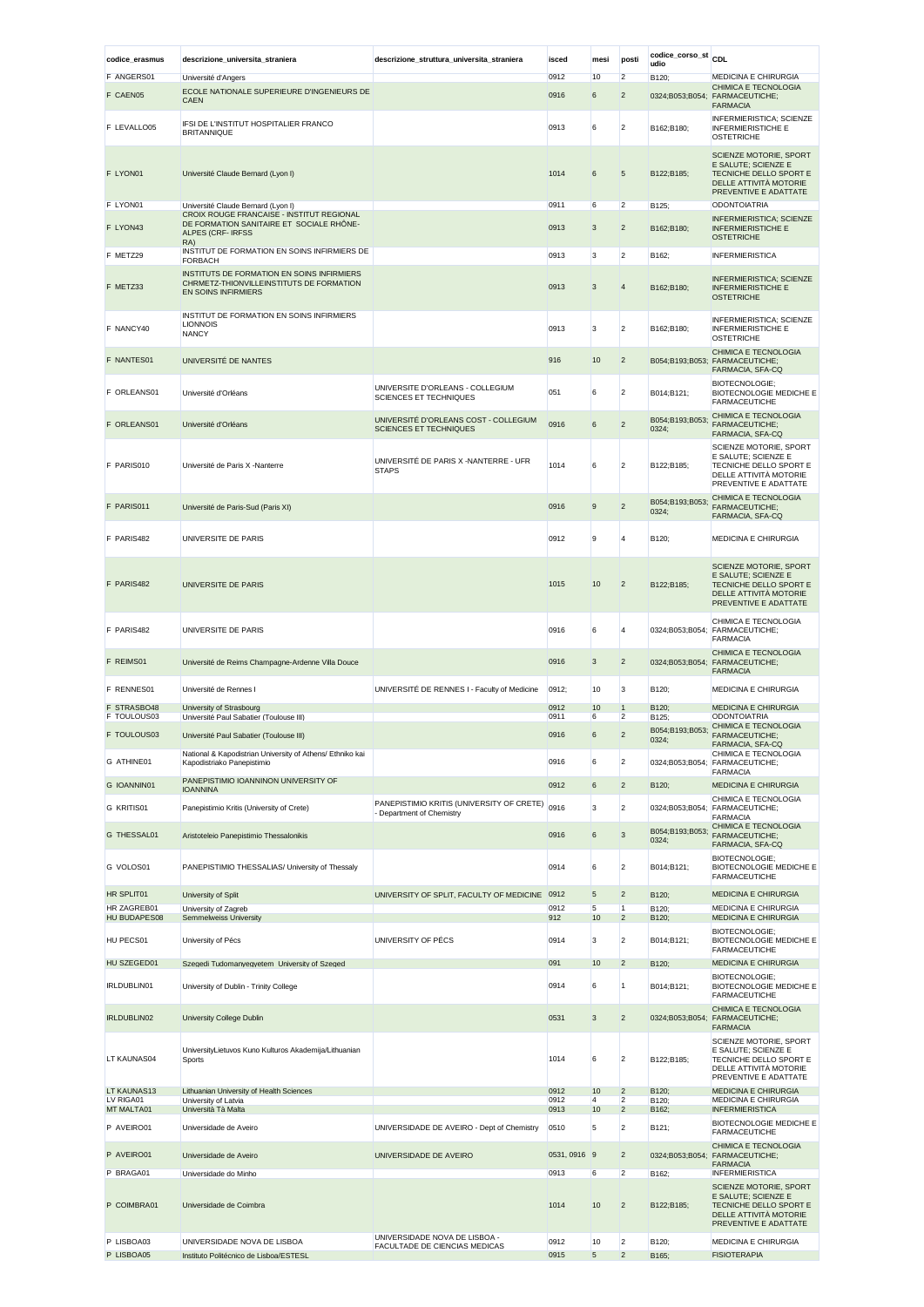| codice_erasmus | descrizione_universita_straniera | descrizione_struttura_universita_straniera | isced | mesi | posti | codice_corso_studio | CDL |
|---|---|---|---|---|---|---|---|
| F ANGERS01 | Université d'Angers | | 0912 | 10 | 2 | B120; | MEDICINA E CHIRURGIA |
| F CAEN05 | ECOLE NATIONALE SUPERIEURE D'INGENIEURS DE CAEN | | 0916 | 6 | 2 | 0324;B053;B054; | CHIMICA E TECNOLOGIA FARMACEUTICHE; FARMACIA |
| F LEVALLO05 | IFSI DE L'INSTITUT HOSPITALIER FRANCO BRITANNIQUE | | 0913 | 6 | 2 | B162;B180; | INFERMIERISTICA; SCIENZE INFERMIERISTICHE E OSTETRICHE |
| F LYON01 | Université Claude Bernard (Lyon I) | | 1014 | 6 | 5 | B122;B185; | SCIENZE MOTORIE, SPORT E SALUTE; SCIENZE E TECNICHE DELLO SPORT E DELLE ATTIVITÀ MOTORIE PREVENTIVE E ADATTATE |
| F LYON01 | Université Claude Bernard (Lyon I) | | 0911 | 6 | 2 | B125; | ODONTOIATRIA |
| F LYON43 | CROIX ROUGE FRANCAISE - INSTITUT REGIONAL DE FORMATION SANITAIRE ET SOCIALE RHÔNE-ALPES (CRF- IRFSS RA) | | 0913 | 3 | 2 | B162;B180; | INFERMIERISTICA; SCIENZE INFERMIERISTICHE E OSTETRICHE |
| F METZ29 | INSTITUT DE FORMATION EN SOINS INFIRMIERS DE FORBACH | | 0913 | 3 | 2 | B162; | INFERMIERISTICA |
| F METZ33 | INSTITUTS DE FORMATION EN SOINS INFIRMIERS CHRMETZ-THIONVILLEINSTITUTS DE FORMATION EN SOINS INFIRMIERS | | 0913 | 3 | 4 | B162;B180; | INFERMIERISTICA; SCIENZE INFERMIERISTICHE E OSTETRICHE |
| F NANCY40 | INSTITUT DE FORMATION EN SOINS INFIRMIERS LIONNOIS NANCY | | 0913 | 3 | 2 | B162;B180; | INFERMIERISTICA; SCIENZE INFERMIERISTICHE E OSTETRICHE |
| F NANTES01 | UNIVERSITÉ DE NANTES | | 916 | 10 | 2 | B054;B193;B053; | CHIMICA E TECNOLOGIA FARMACEUTICHE; FARMACIA, SFA-CQ |
| F ORLEANS01 | Université d'Orléans | UNIVERSITE D'ORLEANS - COLLEGIUM SCIENCES ET TECHNIQUES | 051 | 6 | 2 | B014;B121; | BIOTECNOLOGIE; BIOTECNOLOGIE MEDICHE E FARMACEUTICHE |
| F ORLEANS01 | Université d'Orléans | UNIVERSITÉ D'ORLEANS COST - COLLEGIUM SCIENCES ET TECHNIQUES | 0916 | 6 | 2 | B054;B193;B053; 0324; | CHIMICA E TECNOLOGIA FARMACEUTICHE; FARMACIA, SFA-CQ |
| F PARIS010 | Université de Paris X -Nanterre | UNIVERSITÉ DE PARIS X -NANTERRE - UFR STAPS | 1014 | 6 | 2 | B122;B185; | SCIENZE MOTORIE, SPORT E SALUTE; SCIENZE E TECNICHE DELLO SPORT E DELLE ATTIVITÀ MOTORIE PREVENTIVE E ADATTATE |
| F PARIS011 | Université de Paris-Sud (Paris XI) | | 0916 | 9 | 2 | B054;B193;B053; 0324; | CHIMICA E TECNOLOGIA FARMACEUTICHE; FARMACIA, SFA-CQ |
| F PARIS482 | UNIVERSITE DE PARIS | | 0912 | 9 | 4 | B120; | MEDICINA E CHIRURGIA |
| F PARIS482 | UNIVERSITE DE PARIS | | 1015 | 10 | 2 | B122;B185; | SCIENZE MOTORIE, SPORT E SALUTE; SCIENZE E TECNICHE DELLO SPORT E DELLE ATTIVITÀ MOTORIE PREVENTIVE E ADATTATE |
| F PARIS482 | UNIVERSITE DE PARIS | | 0916 | 6 | 4 | 0324;B053;B054; | CHIMICA E TECNOLOGIA FARMACEUTICHE; FARMACIA |
| F REIMS01 | Université de Reims Champagne-Ardenne Villa Douce | | 0916 | 3 | 2 | 0324;B053;B054; | CHIMICA E TECNOLOGIA FARMACEUTICHE; FARMACIA |
| F RENNES01 | Université de Rennes I | UNIVERSITÉ DE RENNES I - Faculty of Medicine | 0912; | 10 | 3 | B120; | MEDICINA E CHIRURGIA |
| F STRASBO48 | University of Strasbourg | | 0912 | 10 | 1 | B120; | MEDICINA E CHIRURGIA |
| F TOULOUS03 | Université Paul Sabatier (Toulouse III) | | 0911 | 6 | 2 | B125; | ODONTOIATRIA |
| F TOULOUS03 | Université Paul Sabatier (Toulouse III) | | 0916 | 6 | 2 | B054;B193;B053; 0324; | CHIMICA E TECNOLOGIA FARMACEUTICHE; FARMACIA, SFA-CQ |
| G ATHINE01 | National & Kapodistrian University of Athens/ Ethniko kai Kapodistriako Panepistimio | | 0916 | 6 | 2 | 0324;B053;B054; | CHIMICA E TECNOLOGIA FARMACEUTICHE; FARMACIA |
| G IOANNIN01 | PANEPISTIMIO IOANNINON UNIVERSITY OF IOANNINA | | 0912 | 6 | 2 | B120; | MEDICINA E CHIRURGIA |
| G KRITIS01 | Panepistimio Kritis (University of Crete) | PANEPISTIMIO KRITIS (UNIVERSITY OF CRETE) - Department of Chemistry | 0916 | 3 | 2 | 0324;B053;B054; | CHIMICA E TECNOLOGIA FARMACEUTICHE; FARMACIA |
| G THESSAL01 | Aristoteleio Panepistimio Thessalonikis | | 0916 | 6 | 3 | B054;B193;B053; 0324; | CHIMICA E TECNOLOGIA FARMACEUTICHE; FARMACIA, SFA-CQ |
| G VOLOS01 | PANEPISTIMIO THESSALIAS/ University of Thessaly | | 0914 | 6 | 2 | B014;B121; | BIOTECNOLOGIE; BIOTECNOLOGIE MEDICHE E FARMACEUTICHE |
| HR SPLIT01 | University of Split | UNIVERSITY OF SPLIT, FACULTY OF MEDICINE | 0912 | 5 | 2 | B120; | MEDICINA E CHIRURGIA |
| HR ZAGREB01 | University of Zagreb | | 0912 | 5 | 1 | B120; | MEDICINA E CHIRURGIA |
| HU BUDAPES08 | Semmelweiss University | | 912 | 10 | 2 | B120; | MEDICINA E CHIRURGIA |
| HU PECS01 | University of Pécs | UNIVERSITY OF PÉCS | 0914 | 3 | 2 | B014;B121; | BIOTECNOLOGIE; BIOTECNOLOGIE MEDICHE E FARMACEUTICHE |
| HU SZEGED01 | Szegedi Tudomanyegyetem University of Szeged | | 091 | 10 | 2 | B120; | MEDICINA E CHIRURGIA |
| IRLDUBLIN01 | University of Dublin - Trinity College | | 0914 | 6 | 1 | B014;B121; | BIOTECNOLOGIE; BIOTECNOLOGIE MEDICHE E FARMACEUTICHE |
| IRLDUBLIN02 | University College Dublin | | 0531 | 3 | 2 | 0324;B053;B054; | CHIMICA E TECNOLOGIA FARMACEUTICHE; FARMACIA |
| LT KAUNAS04 | UniversityLietuvos Kuno Kulturos Akademija/Lithuanian Sports | | 1014 | 6 | 2 | B122;B185; | SCIENZE MOTORIE, SPORT E SALUTE; SCIENZE E TECNICHE DELLO SPORT E DELLE ATTIVITÀ MOTORIE PREVENTIVE E ADATTATE |
| LT KAUNAS13 | Lithuanian University of Health Sciences | | 0912 | 10 | 2 | B120; | MEDICINA E CHIRURGIA |
| LV RIGA01 | University of Latvia | | 0912 | 4 | 2 | B120; | MEDICINA E CHIRURGIA |
| MT MALTA01 | Università Tà Malta | | 0913 | 10 | 2 | B162; | INFERMIERISTICA |
| P AVEIRO01 | Universidade de Aveiro | UNIVERSIDADE DE AVEIRO - Dept of Chemistry | 0510 | 5 | 2 | B121; | BIOTECNOLOGIE MEDICHE E FARMACEUTICHE |
| P AVEIRO01 | Universidade de Aveiro | UNIVERSIDADE DE AVEIRO | 0531, 0916 | 9 | 2 | 0324;B053;B054; | CHIMICA E TECNOLOGIA FARMACEUTICHE; FARMACIA |
| P BRAGA01 | Universidade do Minho | | 0913 | 6 | 2 | B162; | INFERMIERISTICA |
| P COIMBRA01 | Universidade de Coimbra | | 1014 | 10 | 2 | B122;B185; | SCIENZE MOTORIE, SPORT E SALUTE; SCIENZE E TECNICHE DELLO SPORT E DELLE ATTIVITÀ MOTORIE PREVENTIVE E ADATTATE |
| P LISBOA03 | UNIVERSIDADE NOVA DE LISBOA | UNIVERSIDADE NOVA DE LISBOA - FACULTADE DE CIENCIAS MEDICAS | 0912 | 10 | 2 | B120; | MEDICINA E CHIRURGIA |
| P LISBOA05 | Instituto Politécnico de Lisboa/ESTESL | | 0915 | 5 | 2 | B165; | FISIOTERAPIA |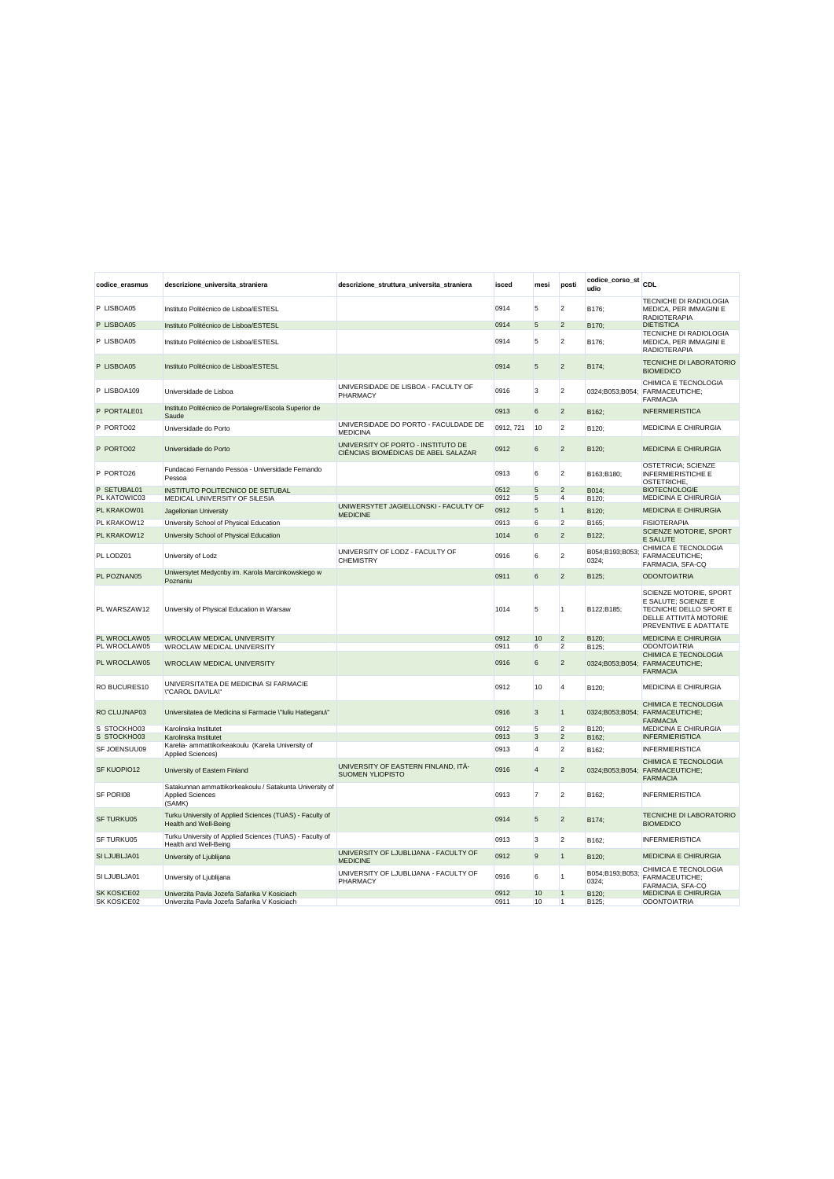| codice_erasmus | descrizione_universita_straniera | descrizione_struttura_universita_straniera | isced | mesi | posti | codice_corso_studio | CDL |
|---|---|---|---|---|---|---|---|
| P LISBOA05 | Instituto Politécnico de Lisboa/ESTESL | | 0914 | 5 | 2 | B176; | TECNICHE DI RADIOLOGIA MEDICA, PER IMMAGINI E RADIOTERAPIA |
| P LISBOA05 | Instituto Politécnico de Lisboa/ESTESL | | 0914 | 5 | 2 | B170; | DIETISTICA |
| P LISBOA05 | Instituto Politécnico de Lisboa/ESTESL | | 0914 | 5 | 2 | B176; | TECNICHE DI RADIOLOGIA MEDICA, PER IMMAGINI E RADIOTERAPIA |
| P LISBOA05 | Instituto Politécnico de Lisboa/ESTESL | | 0914 | 5 | 2 | B174; | TECNICHE DI LABORATORIO BIOMEDICO |
| P LISBOA109 | Universidade de Lisboa | UNIVERSIDADE DE LISBOA - FACULTY OF PHARMACY | 0916 | 3 | 2 | 0324;B053;B054; | CHIMICA E TECNOLOGIA FARMACEUTICHE; FARMACIA |
| P PORTALE01 | Instituto Politécnico de Portalegre/Escola Superior de Saude | | 0913 | 6 | 2 | B162; | INFERMIERISTICA |
| P PORTO02 | Universidade do Porto | UNIVERSIDADE DO PORTO - FACULDADE DE MEDICINA | 0912, 721 | 10 | 2 | B120; | MEDICINA E CHIRURGIA |
| P PORTO02 | Universidade do Porto | UNIVERSITY OF PORTO - INSTITUTO DE CIÊNCIAS BIOMÉDICAS DE ABEL SALAZAR | 0912 | 6 | 2 | B120; | MEDICINA E CHIRURGIA |
| P PORTO26 | Fundacao Fernando Pessoa - Universidade Fernando Pessoa | | 0913 | 6 | 2 | B163;B180; | OSTETRICIA; SCIENZE INFERMIERISTICHE E OSTETRICHE, |
| P SETUBAL01 | INSTITUTO POLITECNICO DE SETUBAL | | 0512 | 5 | 2 | B014; | BIOTECNOLOGIE |
| PL KATOWIC03 | MEDICAL UNIVERSITY OF SILESIA | | 0912 | 5 | 4 | B120; | MEDICINA E CHIRURGIA |
| PL KRAKOW01 | Jagellonian University | UNIWERSYTET JAGIELLONSKI - FACULTY OF MEDICINE | 0912 | 5 | 1 | B120; | MEDICINA E CHIRURGIA |
| PL KRAKOW12 | University School of Physical Education | | 0913 | 6 | 2 | B165; | FISIOTERAPIA |
| PL KRAKOW12 | University School of Physical Education | | 1014 | 6 | 2 | B122; | SCIENZE MOTORIE, SPORT E SALUTE |
| PL LODZ01 | University of Lodz | UNIVERSITY OF LODZ - FACULTY OF CHEMISTRY | 0916 | 6 | 2 | B054;B193;B053; 0324; | CHIMICA E TECNOLOGIA FARMACEUTICHE; FARMACIA, SFA-CQ |
| PL POZNAN05 | Uniwersytet Medycnby im. Karola Marcinkowskiego w Poznaniu | | 0911 | 6 | 2 | B125; | ODONTOIATRIA |
| PL WARSZAW12 | University of Physical Education in Warsaw | | 1014 | 5 | 1 | B122;B185; | SCIENZE MOTORIE, SPORT E SALUTE; SCIENZE E TECNICHE DELLO SPORT E DELLE ATTIVITÀ MOTORIE PREVENTIVE E ADATTATE |
| PL WROCLAW05 | WROCLAW MEDICAL UNIVERSITY | | 0912 | 10 | 2 | B120; | MEDICINA E CHIRURGIA |
| PL WROCLAW05 | WROCLAW MEDICAL UNIVERSITY | | 0911 | 6 | 2 | B125; | ODONTOIATRIA |
| PL WROCLAW05 | WROCLAW MEDICAL UNIVERSITY | | 0916 | 6 | 2 | 0324;B053;B054; | CHIMICA E TECNOLOGIA FARMACEUTICHE; FARMACIA |
| RO BUCURES10 | UNIVERSITATEA DE MEDICINA SI FARMACIE \"CAROL DAVILA\" | | 0912 | 10 | 4 | B120; | MEDICINA E CHIRURGIA |
| RO CLUJNAP03 | Universitatea de Medicina si Farmacie \"Iuliu Hatieganu\" | | 0916 | 3 | 1 | 0324;B053;B054; | CHIMICA E TECNOLOGIA FARMACEUTICHE; FARMACIA |
| S STOCKHO03 | Karolinska Institutet | | 0912 | 5 | 2 | B120; | MEDICINA E CHIRURGIA |
| S STOCKHO03 | Karolinska Institutet | | 0913 | 3 | 2 | B162; | INFERMIERISTICA |
| SF JOENSUU09 | Karelia- ammattikorkeakoulu (Karelia University of Applied Sciences) | | 0913 | 4 | 2 | B162; | INFERMIERISTICA |
| SF KUOPIO12 | University of Eastern Finland | UNIVERSITY OF EASTERN FINLAND, ITÄ-SUOMEN YLIOPISTO | 0916 | 4 | 2 | 0324;B053;B054; | CHIMICA E TECNOLOGIA FARMACEUTICHE; FARMACIA |
| SF PORI08 | Satakunnan ammattikorkeakoulu / Satakunta University of Applied Sciences (SAMK) | | 0913 | 7 | 2 | B162; | INFERMIERISTICA |
| SF TURKU05 | Turku University of Applied Sciences (TUAS) - Faculty of Health and Well-Being | | 0914 | 5 | 2 | B174; | TECNICHE DI LABORATORIO BIOMEDICO |
| SF TURKU05 | Turku University of Applied Sciences (TUAS) - Faculty of Health and Well-Being | | 0913 | 3 | 2 | B162; | INFERMIERISTICA |
| SI LJUBLJA01 | University of Ljubljana | UNIVERSITY OF LJUBLJANA - FACULTY OF MEDICINE | 0912 | 9 | 1 | B120; | MEDICINA E CHIRURGIA |
| SI LJUBLJA01 | University of Ljubljana | UNIVERSITY OF LJUBLJANA - FACULTY OF PHARMACY | 0916 | 6 | 1 | B054;B193;B053; 0324; | CHIMICA E TECNOLOGIA FARMACEUTICHE; FARMACIA, SFA-CQ |
| SK KOSICE02 | Univerzita Pavla Jozefa Safarika V Kosiciach | | 0912 | 10 | 1 | B120; | MEDICINA E CHIRURGIA |
| SK KOSICE02 | Univerzita Pavla Jozefa Safarika V Kosiciach | | 0911 | 10 | 1 | B125; | ODONTOIATRIA |